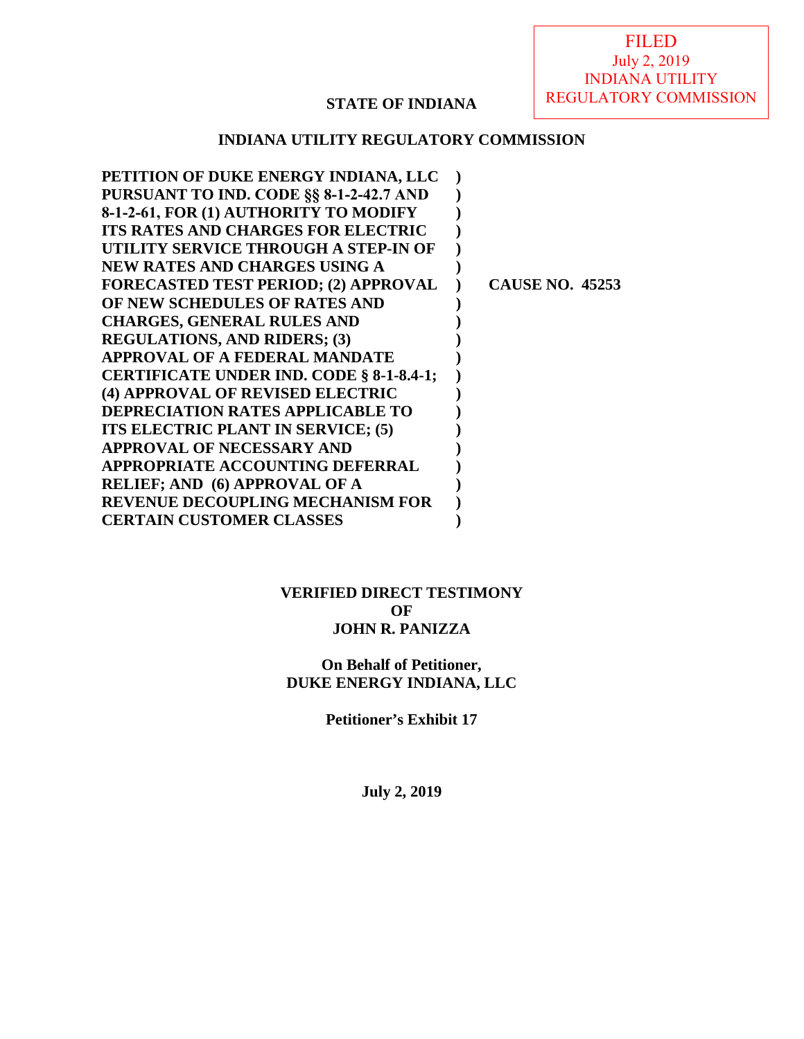FILED
July 2, 2019
INDIANA UTILITY
REGULATORY COMMISSION

**STATE OF INDIANA**

**INDIANA UTILITY REGULATORY COMMISSION**

| | | |
|---|---|---|
| **PETITION OF DUKE ENERGY INDIANA, LLC PURSUANT TO IND. CODE §§ 8-1-2-42.7 AND 8-1-2-61, FOR (1) AUTHORITY TO MODIFY ITS RATES AND CHARGES FOR ELECTRIC UTILITY SERVICE THROUGH A STEP-IN OF NEW RATES AND CHARGES USING A FORECASTED TEST PERIOD; (2) APPROVAL OF NEW SCHEDULES OF RATES AND CHARGES, GENERAL RULES AND REGULATIONS, AND RIDERS; (3) APPROVAL OF A FEDERAL MANDATE CERTIFICATE UNDER IND. CODE § 8-1-8.4-1; (4) APPROVAL OF REVISED ELECTRIC DEPRECIATION RATES APPLICABLE TO ITS ELECTRIC PLANT IN SERVICE; (5) APPROVAL OF NECESSARY AND APPROPRIATE ACCOUNTING DEFERRAL RELIEF; AND (6) APPROVAL OF A REVENUE DECOUPLING MECHANISM FOR CERTAIN CUSTOMER CLASSES** | **)** | **CAUSE NO. 45253** |

**VERIFIED DIRECT TESTIMONY**
**OF**
**JOHN R. PANIZZA**

**On Behalf of Petitioner,**
**DUKE ENERGY INDIANA, LLC**

**Petitioner's Exhibit 17**

**July 2, 2019**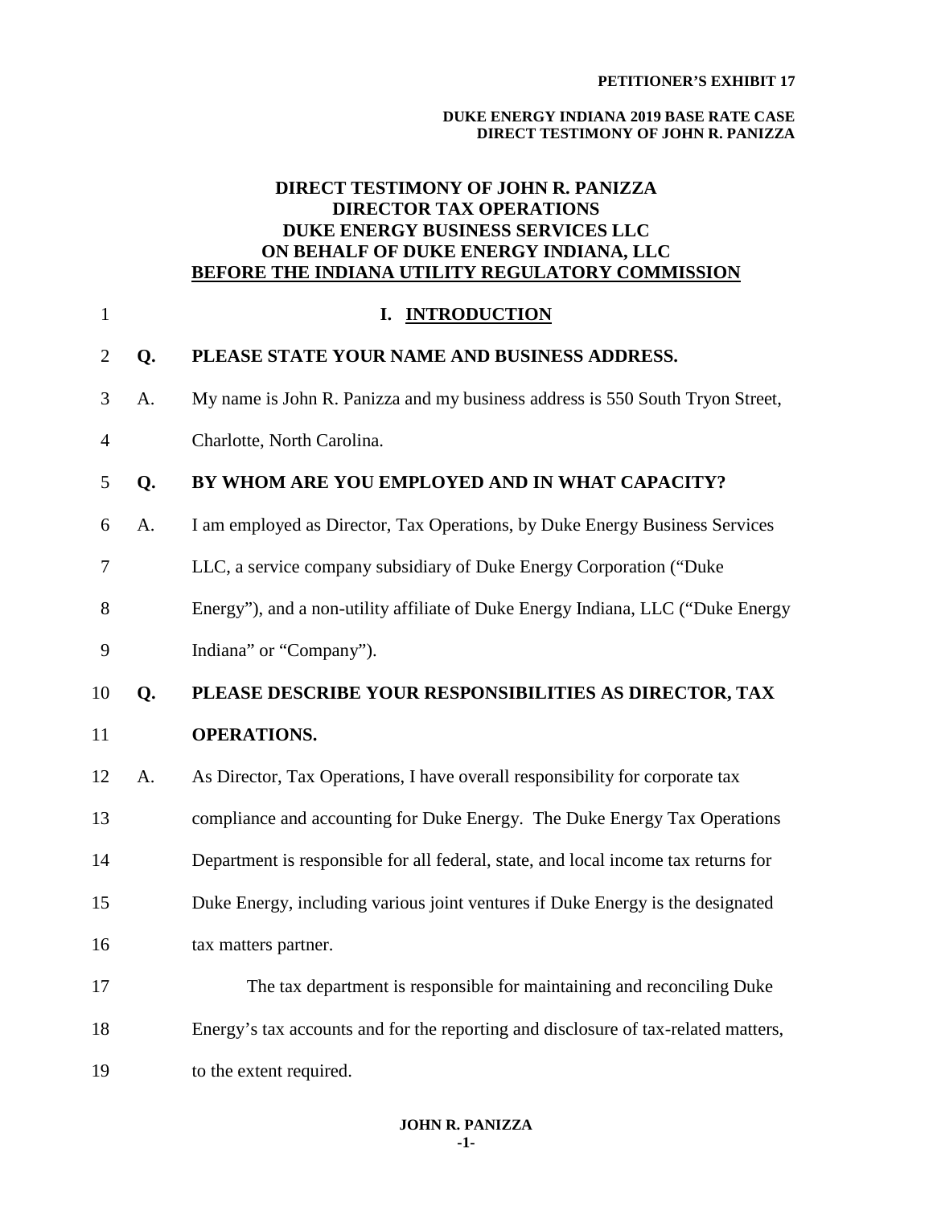# DIRECT TESTIMONY OF JOHN R. PANIZZA
# DIRECTOR TAX OPERATIONS
# DUKE ENERGY BUSINESS SERVICES LLC
# ON BEHALF OF DUKE ENERGY INDIANA, LLC
# BEFORE THE INDIANA UTILITY REGULATORY COMMISSION

## I. INTRODUCTION

**Q. PLEASE STATE YOUR NAME AND BUSINESS ADDRESS.**

A. My name is John R. Panizza and my business address is 550 South Tryon Street, Charlotte, North Carolina.

**Q. BY WHOM ARE YOU EMPLOYED AND IN WHAT CAPACITY?**

A. I am employed as Director, Tax Operations, by Duke Energy Business Services LLC, a service company subsidiary of Duke Energy Corporation ("Duke Energy"), and a non-utility affiliate of Duke Energy Indiana, LLC ("Duke Energy Indiana" or "Company").

**Q. PLEASE DESCRIBE YOUR RESPONSIBILITIES AS DIRECTOR, TAX OPERATIONS.**

A. As Director, Tax Operations, I have overall responsibility for corporate tax compliance and accounting for Duke Energy. The Duke Energy Tax Operations Department is responsible for all federal, state, and local income tax returns for Duke Energy, including various joint ventures if Duke Energy is the designated tax matters partner.

The tax department is responsible for maintaining and reconciling Duke Energy's tax accounts and for the reporting and disclosure of tax-related matters, to the extent required.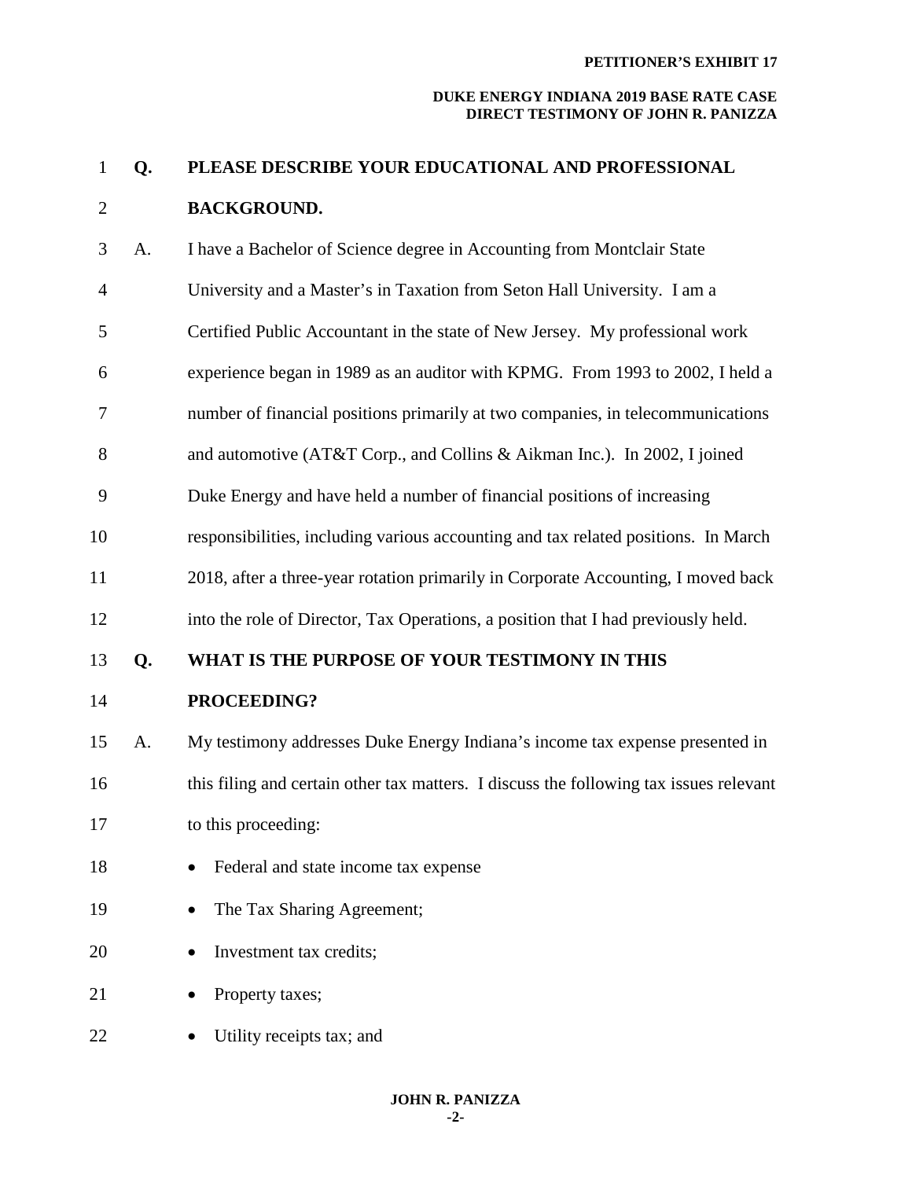**Q. PLEASE DESCRIBE YOUR EDUCATIONAL AND PROFESSIONAL BACKGROUND.**

A. I have a Bachelor of Science degree in Accounting from Montclair State University and a Master's in Taxation from Seton Hall University. I am a Certified Public Accountant in the state of New Jersey. My professional work experience began in 1989 as an auditor with KPMG. From 1993 to 2002, I held a number of financial positions primarily at two companies, in telecommunications and automotive (AT&T Corp., and Collins & Aikman Inc.). In 2002, I joined Duke Energy and have held a number of financial positions of increasing responsibilities, including various accounting and tax related positions. In March 2018, after a three-year rotation primarily in Corporate Accounting, I moved back into the role of Director, Tax Operations, a position that I had previously held.

**Q. WHAT IS THE PURPOSE OF YOUR TESTIMONY IN THIS PROCEEDING?**

A. My testimony addresses Duke Energy Indiana's income tax expense presented in this filing and certain other tax matters. I discuss the following tax issues relevant to this proceeding:

- Federal and state income tax expense
- The Tax Sharing Agreement;
- Investment tax credits;
- Property taxes;
- Utility receipts tax; and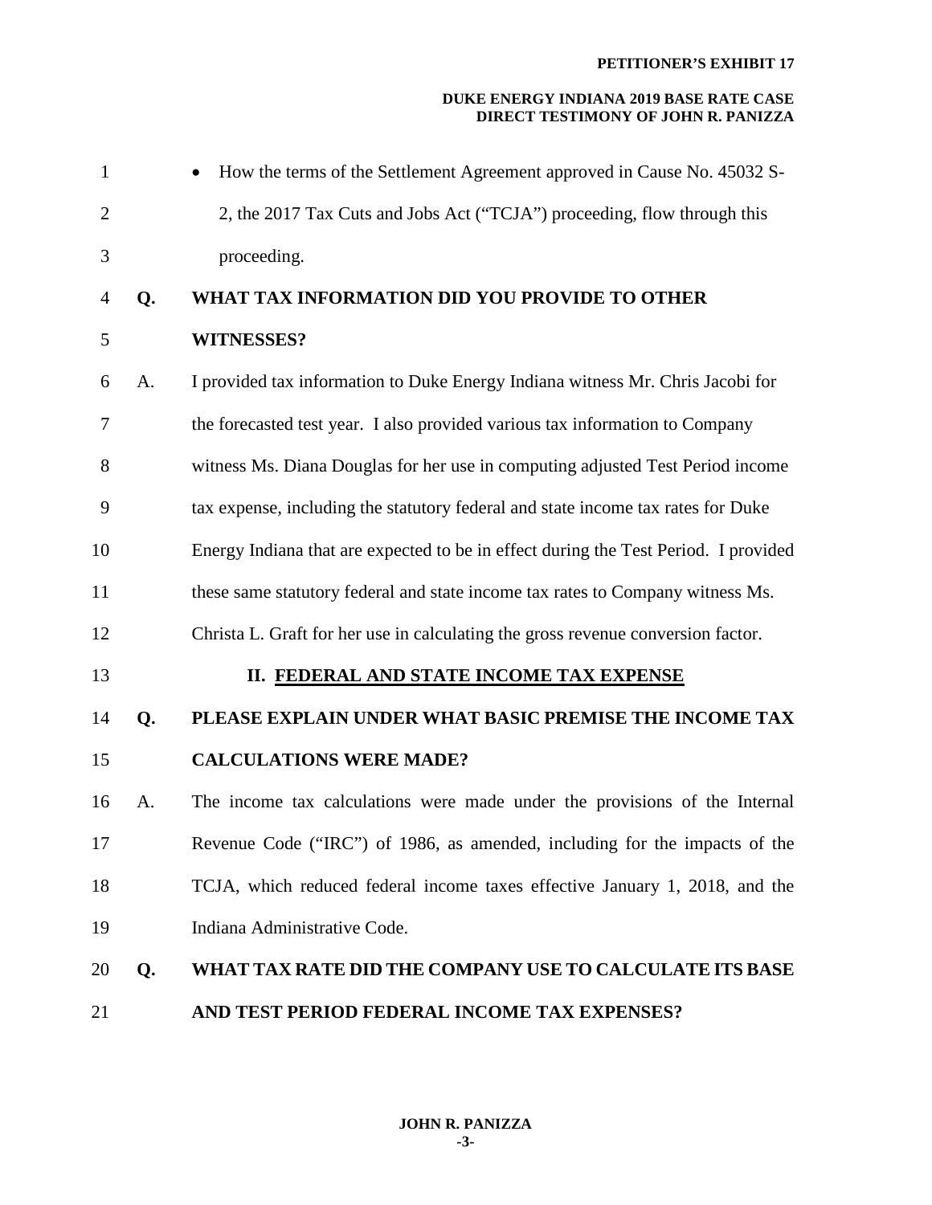- How the terms of the Settlement Agreement approved in Cause No. 45032 S-2, the 2017 Tax Cuts and Jobs Act ("TCJA") proceeding, flow through this proceeding.

**Q. WHAT TAX INFORMATION DID YOU PROVIDE TO OTHER WITNESSES?**

A. I provided tax information to Duke Energy Indiana witness Mr. Chris Jacobi for the forecasted test year. I also provided various tax information to Company witness Ms. Diana Douglas for her use in computing adjusted Test Period income tax expense, including the statutory federal and state income tax rates for Duke Energy Indiana that are expected to be in effect during the Test Period. I provided these same statutory federal and state income tax rates to Company witness Ms. Christa L. Graft for her use in calculating the gross revenue conversion factor.

## II. FEDERAL AND STATE INCOME TAX EXPENSE

**Q. PLEASE EXPLAIN UNDER WHAT BASIC PREMISE THE INCOME TAX CALCULATIONS WERE MADE?**

A. The income tax calculations were made under the provisions of the Internal Revenue Code ("IRC") of 1986, as amended, including for the impacts of the TCJA, which reduced federal income taxes effective January 1, 2018, and the Indiana Administrative Code.

**Q. WHAT TAX RATE DID THE COMPANY USE TO CALCULATE ITS BASE AND TEST PERIOD FEDERAL INCOME TAX EXPENSES?**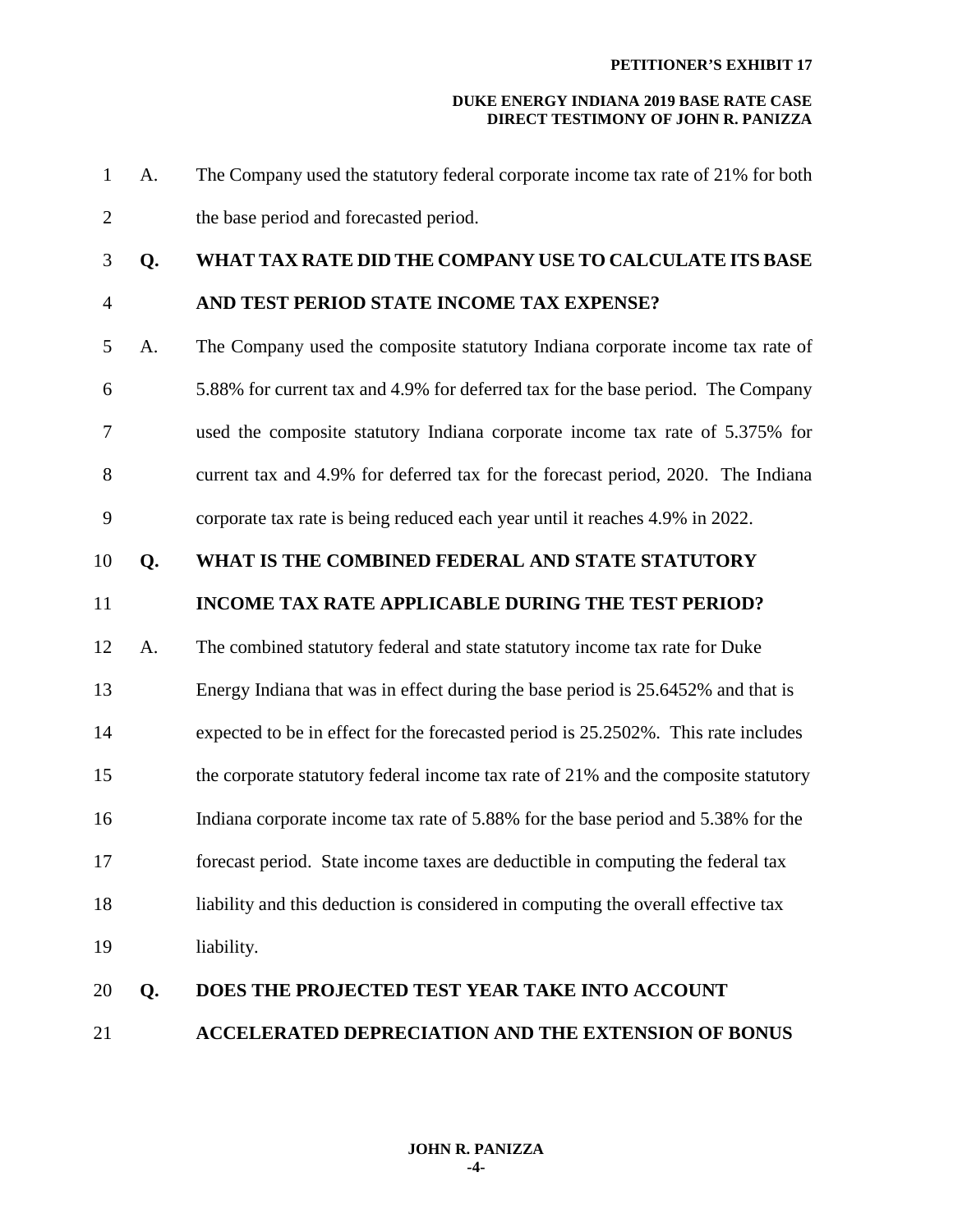A. The Company used the statutory federal corporate income tax rate of 21% for both the base period and forecasted period.

**Q. WHAT TAX RATE DID THE COMPANY USE TO CALCULATE ITS BASE AND TEST PERIOD STATE INCOME TAX EXPENSE?**

A. The Company used the composite statutory Indiana corporate income tax rate of 5.88% for current tax and 4.9% for deferred tax for the base period. The Company used the composite statutory Indiana corporate income tax rate of 5.375% for current tax and 4.9% for deferred tax for the forecast period, 2020. The Indiana corporate tax rate is being reduced each year until it reaches 4.9% in 2022.

**Q. WHAT IS THE COMBINED FEDERAL AND STATE STATUTORY INCOME TAX RATE APPLICABLE DURING THE TEST PERIOD?**

A. The combined statutory federal and state statutory income tax rate for Duke Energy Indiana that was in effect during the base period is 25.6452% and that is expected to be in effect for the forecasted period is 25.2502%. This rate includes the corporate statutory federal income tax rate of 21% and the composite statutory Indiana corporate income tax rate of 5.88% for the base period and 5.38% for the forecast period. State income taxes are deductible in computing the federal tax liability and this deduction is considered in computing the overall effective tax liability.

**Q. DOES THE PROJECTED TEST YEAR TAKE INTO ACCOUNT ACCELERATED DEPRECIATION AND THE EXTENSION OF BONUS**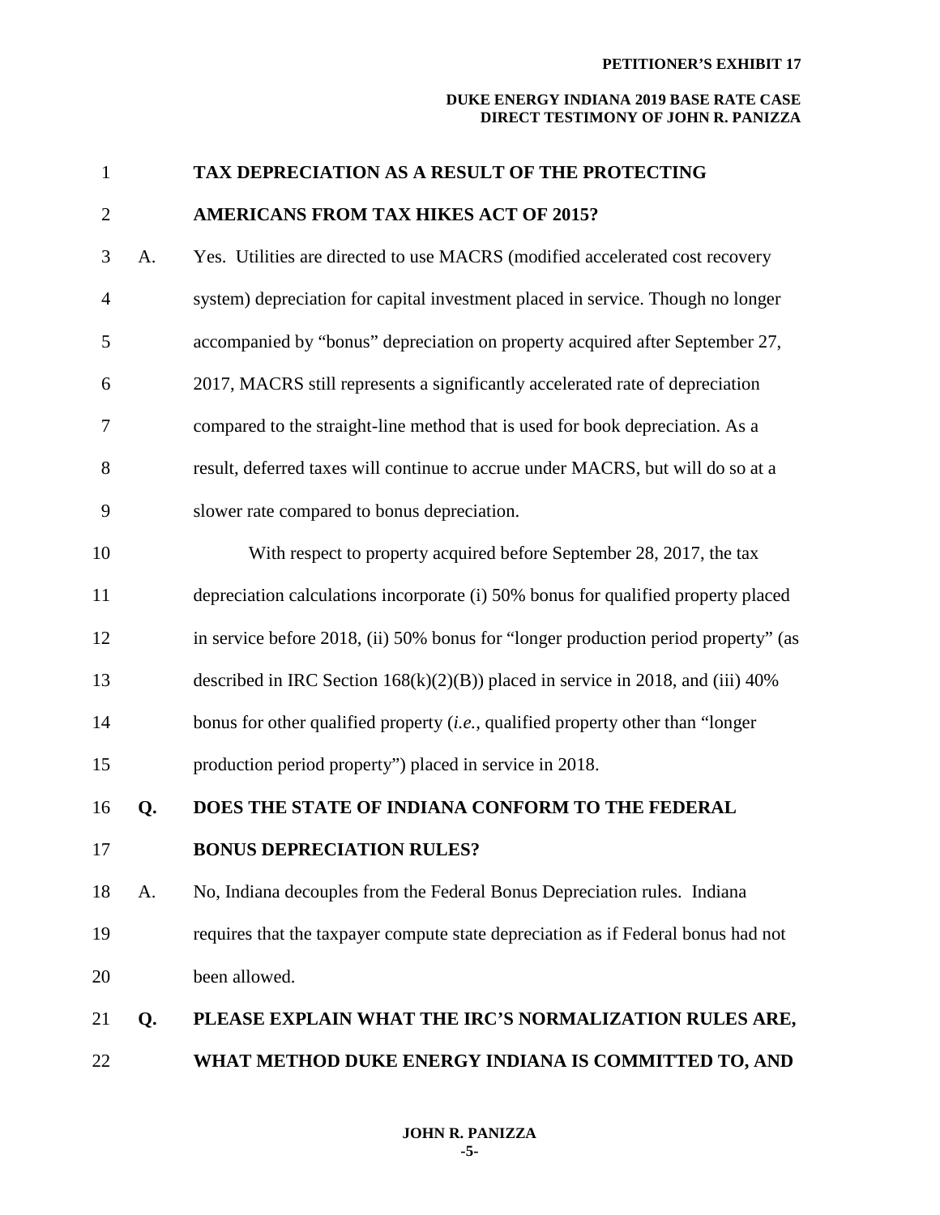**TAX DEPRECIATION AS A RESULT OF THE PROTECTING AMERICANS FROM TAX HIKES ACT OF 2015?**

A. Yes. Utilities are directed to use MACRS (modified accelerated cost recovery system) depreciation for capital investment placed in service. Though no longer accompanied by "bonus" depreciation on property acquired after September 27, 2017, MACRS still represents a significantly accelerated rate of depreciation compared to the straight-line method that is used for book depreciation. As a result, deferred taxes will continue to accrue under MACRS, but will do so at a slower rate compared to bonus depreciation.

With respect to property acquired before September 28, 2017, the tax depreciation calculations incorporate (i) 50% bonus for qualified property placed in service before 2018, (ii) 50% bonus for "longer production period property" (as described in IRC Section 168(k)(2)(B)) placed in service in 2018, and (iii) 40% bonus for other qualified property (*i.e.*, qualified property other than "longer production period property") placed in service in 2018.

**Q. DOES THE STATE OF INDIANA CONFORM TO THE FEDERAL BONUS DEPRECIATION RULES?**

A. No, Indiana decouples from the Federal Bonus Depreciation rules. Indiana requires that the taxpayer compute state depreciation as if Federal bonus had not been allowed.

**Q. PLEASE EXPLAIN WHAT THE IRC'S NORMALIZATION RULES ARE, WHAT METHOD DUKE ENERGY INDIANA IS COMMITTED TO, AND**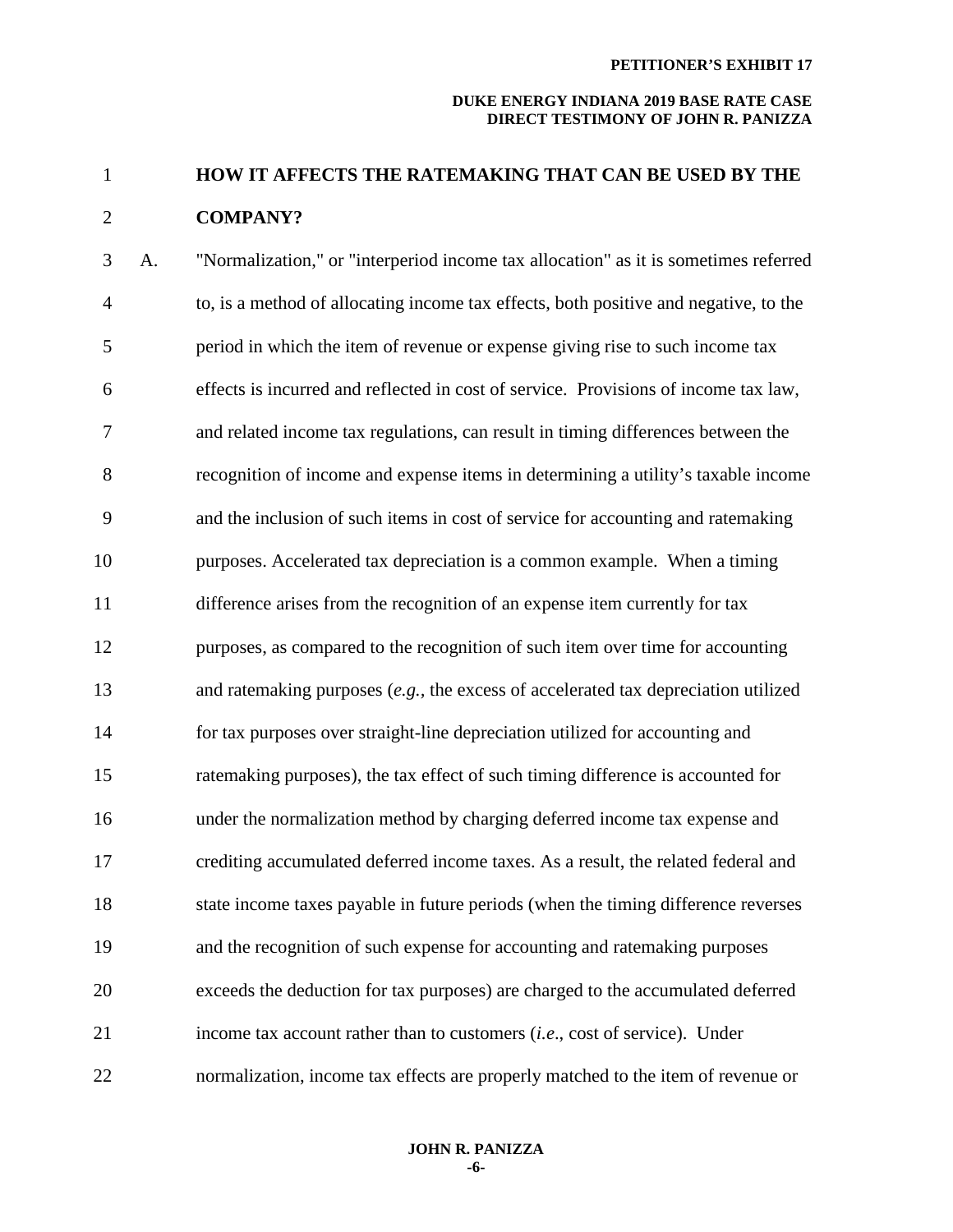**HOW IT AFFECTS THE RATEMAKING THAT CAN BE USED BY THE COMPANY?**

A. "Normalization," or "interperiod income tax allocation" as it is sometimes referred to, is a method of allocating income tax effects, both positive and negative, to the period in which the item of revenue or expense giving rise to such income tax effects is incurred and reflected in cost of service. Provisions of income tax law, and related income tax regulations, can result in timing differences between the recognition of income and expense items in determining a utility's taxable income and the inclusion of such items in cost of service for accounting and ratemaking purposes. Accelerated tax depreciation is a common example. When a timing difference arises from the recognition of an expense item currently for tax purposes, as compared to the recognition of such item over time for accounting and ratemaking purposes (*e.g.*, the excess of accelerated tax depreciation utilized for tax purposes over straight-line depreciation utilized for accounting and ratemaking purposes), the tax effect of such timing difference is accounted for under the normalization method by charging deferred income tax expense and crediting accumulated deferred income taxes. As a result, the related federal and state income taxes payable in future periods (when the timing difference reverses and the recognition of such expense for accounting and ratemaking purposes exceeds the deduction for tax purposes) are charged to the accumulated deferred income tax account rather than to customers (*i.e*., cost of service). Under normalization, income tax effects are properly matched to the item of revenue or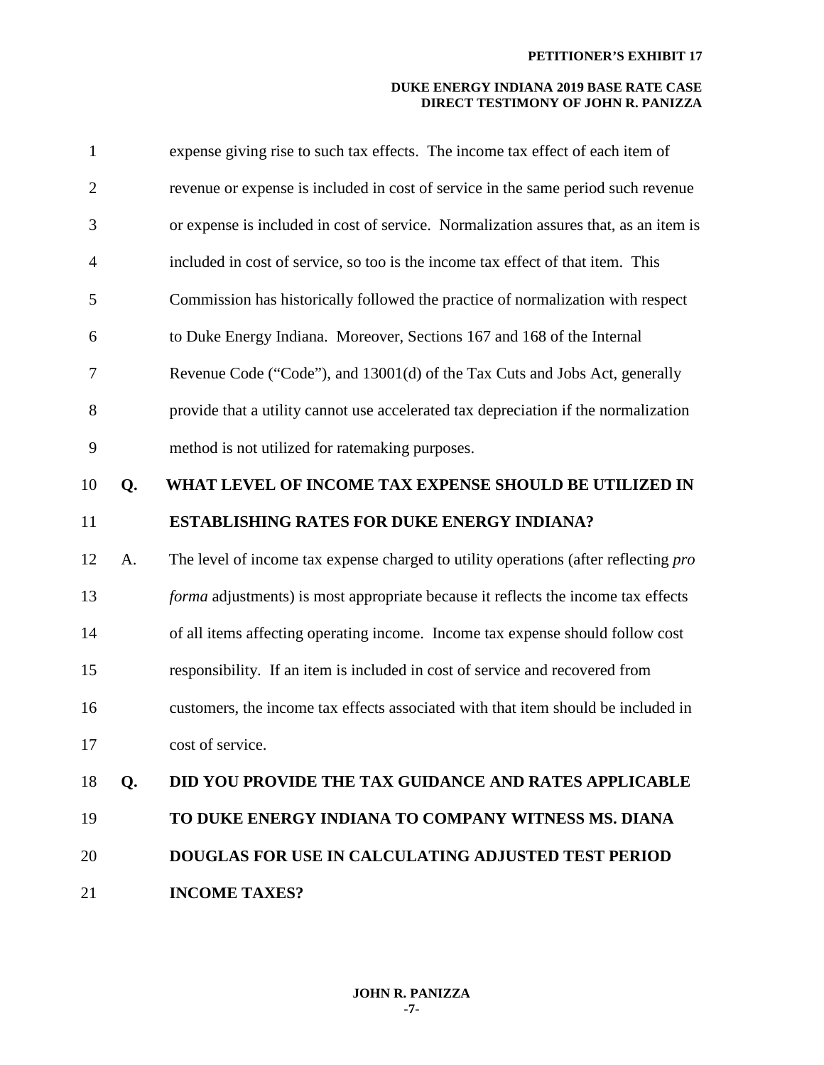expense giving rise to such tax effects. The income tax effect of each item of revenue or expense is included in cost of service in the same period such revenue or expense is included in cost of service. Normalization assures that, as an item is included in cost of service, so too is the income tax effect of that item. This Commission has historically followed the practice of normalization with respect to Duke Energy Indiana. Moreover, Sections 167 and 168 of the Internal Revenue Code ("Code"), and 13001(d) of the Tax Cuts and Jobs Act, generally provide that a utility cannot use accelerated tax depreciation if the normalization method is not utilized for ratemaking purposes.

**Q. WHAT LEVEL OF INCOME TAX EXPENSE SHOULD BE UTILIZED IN ESTABLISHING RATES FOR DUKE ENERGY INDIANA?**

A. The level of income tax expense charged to utility operations (after reflecting *pro forma* adjustments) is most appropriate because it reflects the income tax effects of all items affecting operating income. Income tax expense should follow cost responsibility. If an item is included in cost of service and recovered from customers, the income tax effects associated with that item should be included in cost of service.

**Q. DID YOU PROVIDE THE TAX GUIDANCE AND RATES APPLICABLE TO DUKE ENERGY INDIANA TO COMPANY WITNESS MS. DIANA DOUGLAS FOR USE IN CALCULATING ADJUSTED TEST PERIOD INCOME TAXES?**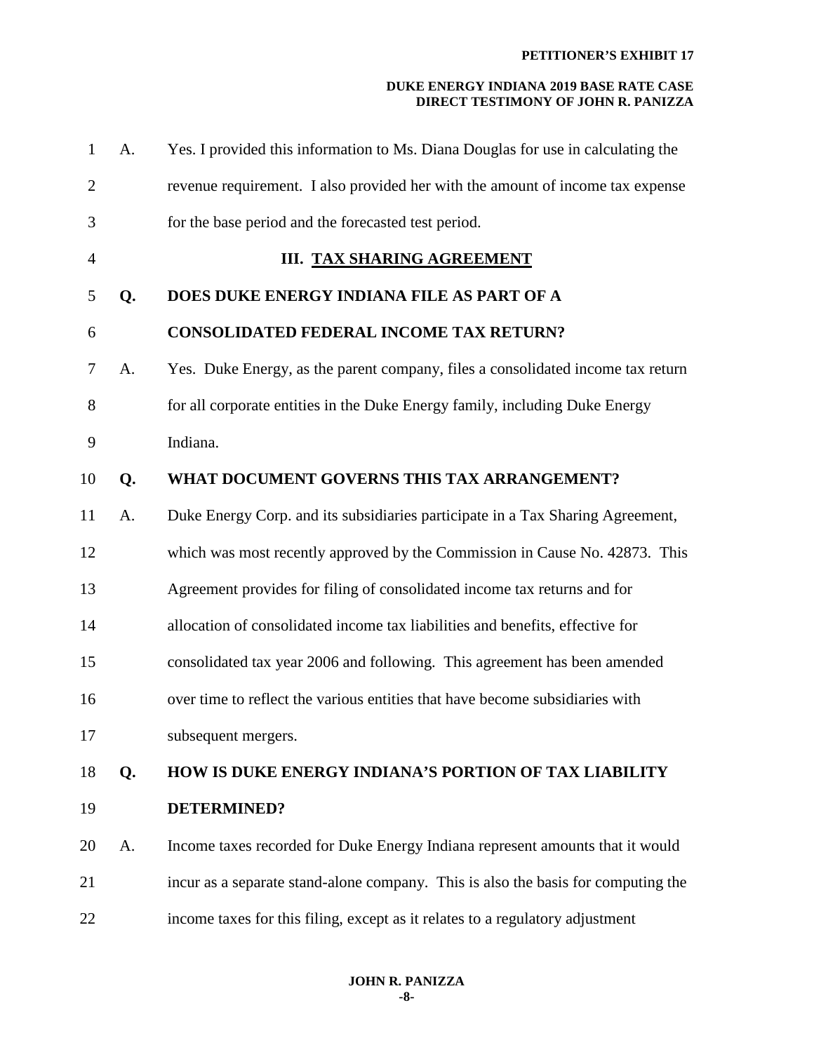A. Yes. I provided this information to Ms. Diana Douglas for use in calculating the revenue requirement. I also provided her with the amount of income tax expense for the base period and the forecasted test period.

## III. TAX SHARING AGREEMENT

**Q. DOES DUKE ENERGY INDIANA FILE AS PART OF A CONSOLIDATED FEDERAL INCOME TAX RETURN?**

A. Yes. Duke Energy, as the parent company, files a consolidated income tax return for all corporate entities in the Duke Energy family, including Duke Energy Indiana.

**Q. WHAT DOCUMENT GOVERNS THIS TAX ARRANGEMENT?**

A. Duke Energy Corp. and its subsidiaries participate in a Tax Sharing Agreement, which was most recently approved by the Commission in Cause No. 42873. This Agreement provides for filing of consolidated income tax returns and for allocation of consolidated income tax liabilities and benefits, effective for consolidated tax year 2006 and following. This agreement has been amended over time to reflect the various entities that have become subsidiaries with subsequent mergers.

**Q. HOW IS DUKE ENERGY INDIANA'S PORTION OF TAX LIABILITY DETERMINED?**

A. Income taxes recorded for Duke Energy Indiana represent amounts that it would incur as a separate stand-alone company. This is also the basis for computing the income taxes for this filing, except as it relates to a regulatory adjustment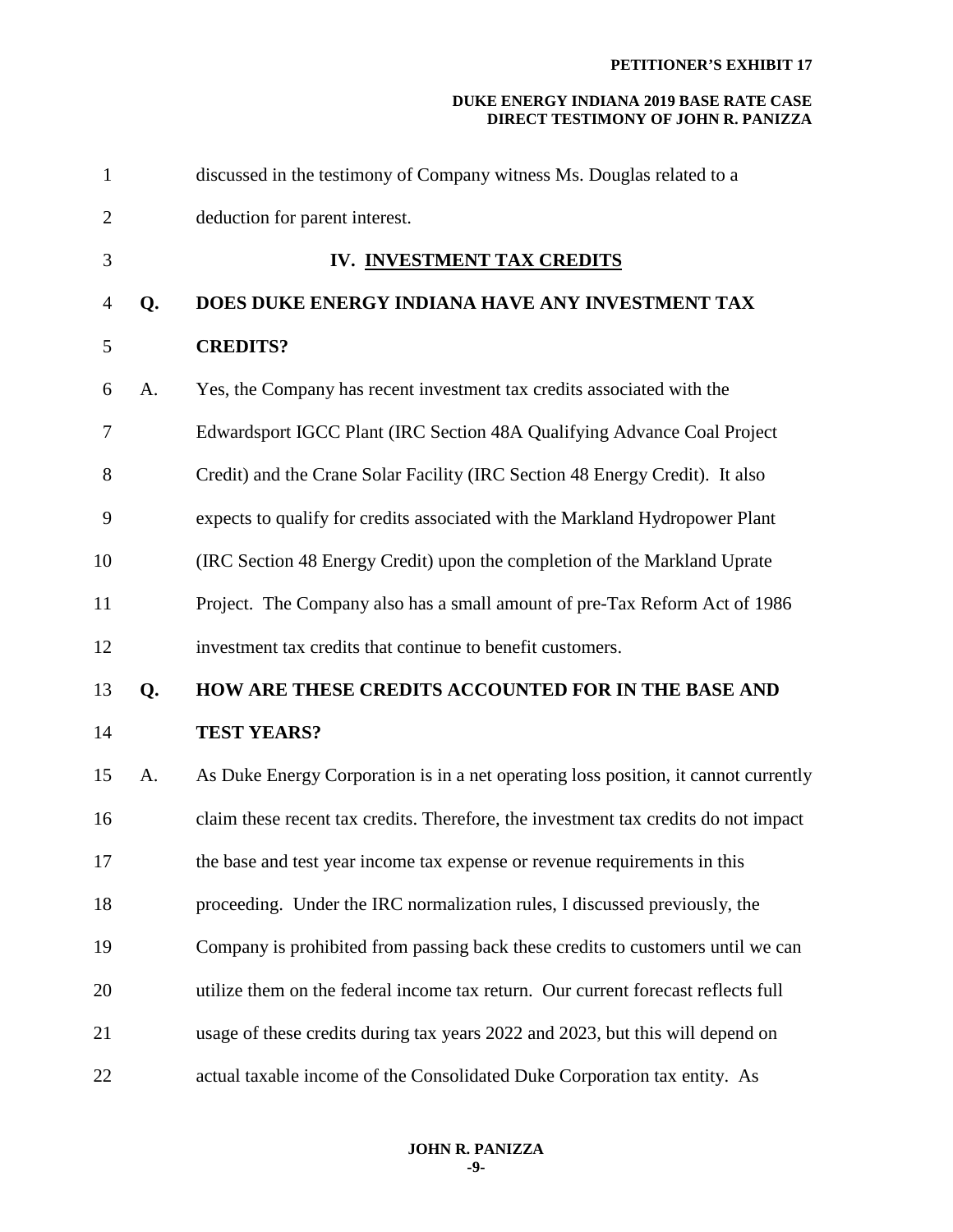discussed in the testimony of Company witness Ms. Douglas related to a deduction for parent interest.

## IV. INVESTMENT TAX CREDITS

**Q. DOES DUKE ENERGY INDIANA HAVE ANY INVESTMENT TAX CREDITS?**

A. Yes, the Company has recent investment tax credits associated with the Edwardsport IGCC Plant (IRC Section 48A Qualifying Advance Coal Project Credit) and the Crane Solar Facility (IRC Section 48 Energy Credit). It also expects to qualify for credits associated with the Markland Hydropower Plant (IRC Section 48 Energy Credit) upon the completion of the Markland Uprate Project. The Company also has a small amount of pre-Tax Reform Act of 1986 investment tax credits that continue to benefit customers.

**Q. HOW ARE THESE CREDITS ACCOUNTED FOR IN THE BASE AND TEST YEARS?**

A. As Duke Energy Corporation is in a net operating loss position, it cannot currently claim these recent tax credits. Therefore, the investment tax credits do not impact the base and test year income tax expense or revenue requirements in this proceeding. Under the IRC normalization rules, I discussed previously, the Company is prohibited from passing back these credits to customers until we can utilize them on the federal income tax return. Our current forecast reflects full usage of these credits during tax years 2022 and 2023, but this will depend on actual taxable income of the Consolidated Duke Corporation tax entity. As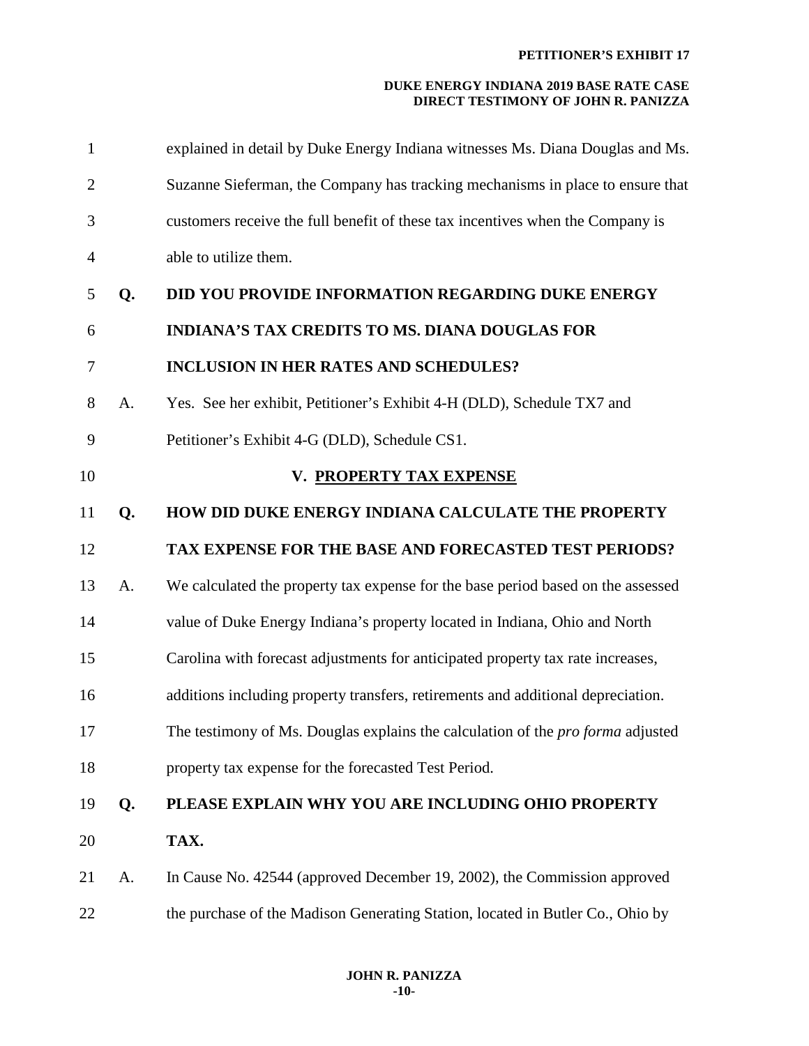explained in detail by Duke Energy Indiana witnesses Ms. Diana Douglas and Ms. Suzanne Sieferman, the Company has tracking mechanisms in place to ensure that customers receive the full benefit of these tax incentives when the Company is able to utilize them.

**Q. DID YOU PROVIDE INFORMATION REGARDING DUKE ENERGY INDIANA'S TAX CREDITS TO MS. DIANA DOUGLAS FOR INCLUSION IN HER RATES AND SCHEDULES?**

A. Yes. See her exhibit, Petitioner's Exhibit 4-H (DLD), Schedule TX7 and Petitioner's Exhibit 4-G (DLD), Schedule CS1.

## V. PROPERTY TAX EXPENSE

**Q. HOW DID DUKE ENERGY INDIANA CALCULATE THE PROPERTY TAX EXPENSE FOR THE BASE AND FORECASTED TEST PERIODS?**

A. We calculated the property tax expense for the base period based on the assessed value of Duke Energy Indiana's property located in Indiana, Ohio and North Carolina with forecast adjustments for anticipated property tax rate increases, additions including property transfers, retirements and additional depreciation. The testimony of Ms. Douglas explains the calculation of the *pro forma* adjusted property tax expense for the forecasted Test Period.

**Q. PLEASE EXPLAIN WHY YOU ARE INCLUDING OHIO PROPERTY TAX.**

A. In Cause No. 42544 (approved December 19, 2002), the Commission approved the purchase of the Madison Generating Station, located in Butler Co., Ohio by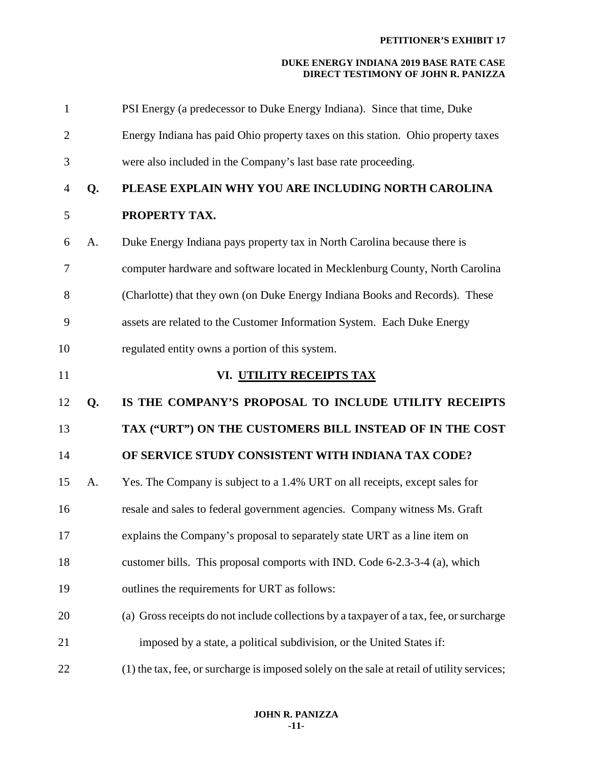PSI Energy (a predecessor to Duke Energy Indiana). Since that time, Duke Energy Indiana has paid Ohio property taxes on this station. Ohio property taxes were also included in the Company's last base rate proceeding.

**Q. PLEASE EXPLAIN WHY YOU ARE INCLUDING NORTH CAROLINA PROPERTY TAX.**

A. Duke Energy Indiana pays property tax in North Carolina because there is computer hardware and software located in Mecklenburg County, North Carolina (Charlotte) that they own (on Duke Energy Indiana Books and Records). These assets are related to the Customer Information System. Each Duke Energy regulated entity owns a portion of this system.

## VI. UTILITY RECEIPTS TAX

**Q. IS THE COMPANY'S PROPOSAL TO INCLUDE UTILITY RECEIPTS TAX ("URT") ON THE CUSTOMERS BILL INSTEAD OF IN THE COST OF SERVICE STUDY CONSISTENT WITH INDIANA TAX CODE?**

A. Yes. The Company is subject to a 1.4% URT on all receipts, except sales for resale and sales to federal government agencies. Company witness Ms. Graft explains the Company's proposal to separately state URT as a line item on customer bills. This proposal comports with IND. Code 6-2.3-3-4 (a), which outlines the requirements for URT as follows:

(a) Gross receipts do not include collections by a taxpayer of a tax, fee, or surcharge imposed by a state, a political subdivision, or the United States if:

(1) the tax, fee, or surcharge is imposed solely on the sale at retail of utility services;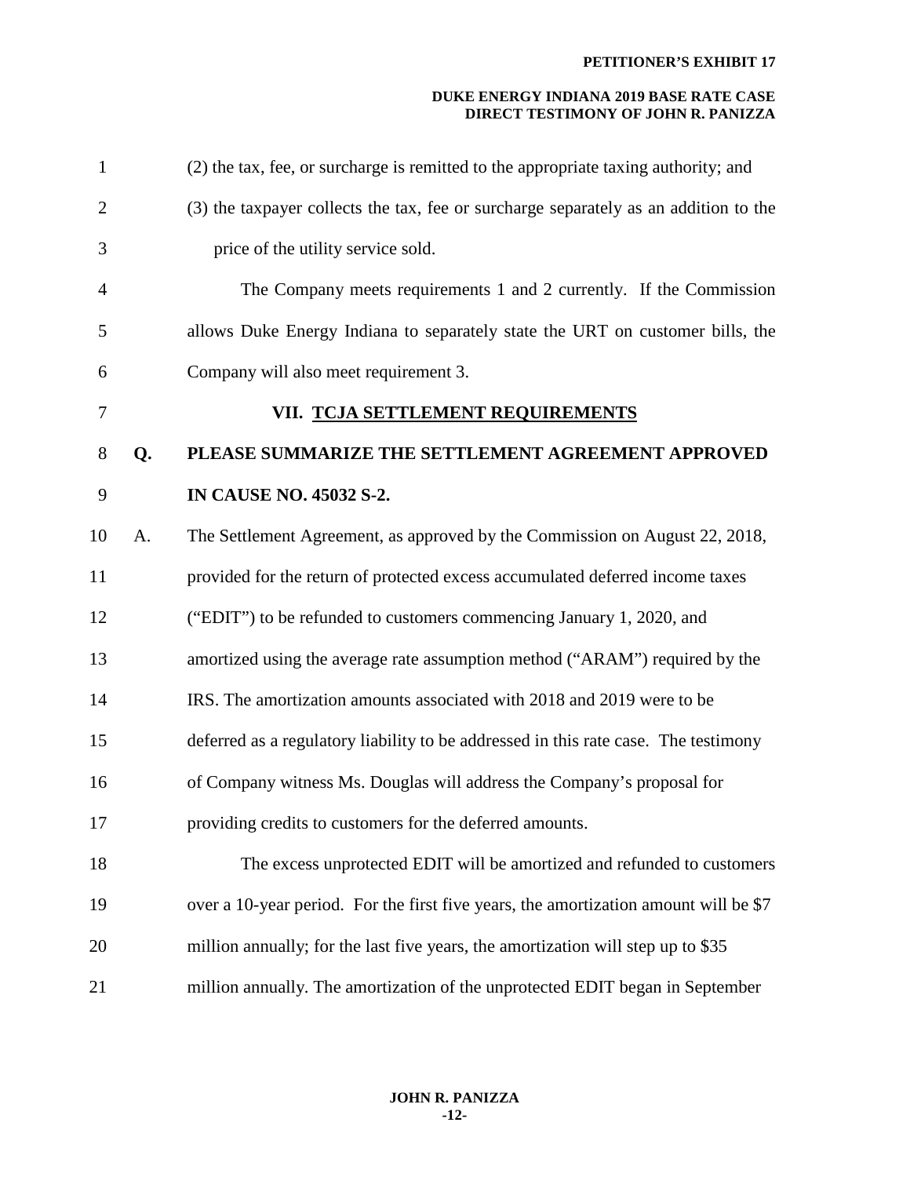(2) the tax, fee, or surcharge is remitted to the appropriate taxing authority; and

(3) the taxpayer collects the tax, fee or surcharge separately as an addition to the price of the utility service sold.

The Company meets requirements 1 and 2 currently. If the Commission allows Duke Energy Indiana to separately state the URT on customer bills, the Company will also meet requirement 3.

## VII. TCJA SETTLEMENT REQUIREMENTS

**Q. PLEASE SUMMARIZE THE SETTLEMENT AGREEMENT APPROVED IN CAUSE NO. 45032 S-2.**

A. The Settlement Agreement, as approved by the Commission on August 22, 2018, provided for the return of protected excess accumulated deferred income taxes ("EDIT") to be refunded to customers commencing January 1, 2020, and amortized using the average rate assumption method ("ARAM") required by the IRS. The amortization amounts associated with 2018 and 2019 were to be deferred as a regulatory liability to be addressed in this rate case. The testimony of Company witness Ms. Douglas will address the Company's proposal for providing credits to customers for the deferred amounts.

The excess unprotected EDIT will be amortized and refunded to customers over a 10-year period. For the first five years, the amortization amount will be $7 million annually; for the last five years, the amortization will step up to $35 million annually. The amortization of the unprotected EDIT began in September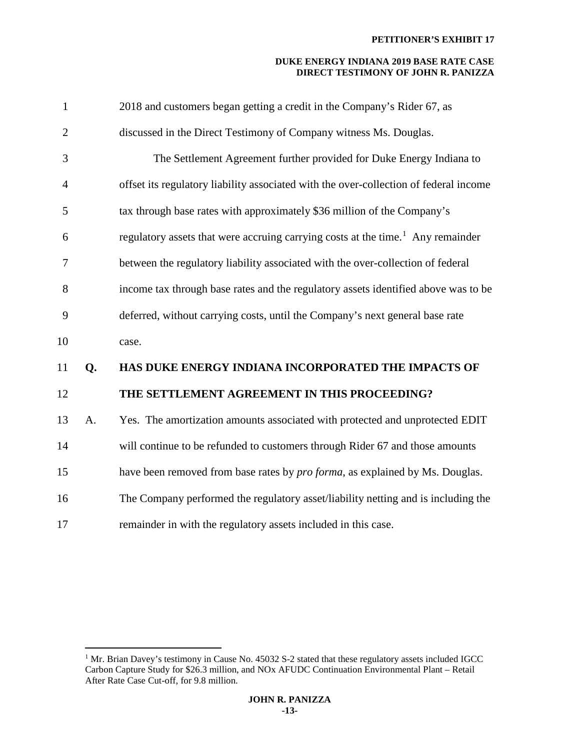2018 and customers began getting a credit in the Company's Rider 67, as discussed in the Direct Testimony of Company witness Ms. Douglas.

The Settlement Agreement further provided for Duke Energy Indiana to offset its regulatory liability associated with the over-collection of federal income tax through base rates with approximately $36 million of the Company's regulatory assets that were accruing carrying costs at the time.[1] Any remainder between the regulatory liability associated with the over-collection of federal income tax through base rates and the regulatory assets identified above was to be deferred, without carrying costs, until the Company's next general base rate case.

**Q. HAS DUKE ENERGY INDIANA INCORPORATED THE IMPACTS OF THE SETTLEMENT AGREEMENT IN THIS PROCEEDING?**

A. Yes. The amortization amounts associated with protected and unprotected EDIT will continue to be refunded to customers through Rider 67 and those amounts have been removed from base rates by *pro forma*, as explained by Ms. Douglas. The Company performed the regulatory asset/liability netting and is including the remainder in with the regulatory assets included in this case.

---

[1] Mr. Brian Davey's testimony in Cause No. 45032 S-2 stated that these regulatory assets included IGCC Carbon Capture Study for $26.3 million, and NOx AFUDC Continuation Environmental Plant – Retail After Rate Case Cut-off, for 9.8 million.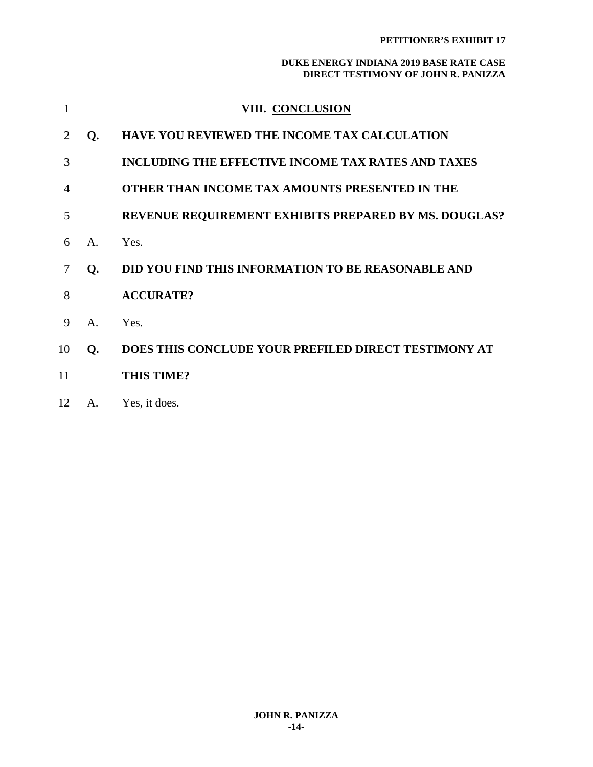## VIII. CONCLUSION

**Q. HAVE YOU REVIEWED THE INCOME TAX CALCULATION INCLUDING THE EFFECTIVE INCOME TAX RATES AND TAXES OTHER THAN INCOME TAX AMOUNTS PRESENTED IN THE REVENUE REQUIREMENT EXHIBITS PREPARED BY MS. DOUGLAS?**

A. Yes.

**Q. DID YOU FIND THIS INFORMATION TO BE REASONABLE AND ACCURATE?**

A. Yes.

**Q. DOES THIS CONCLUDE YOUR PREFILED DIRECT TESTIMONY AT THIS TIME?**

A. Yes, it does.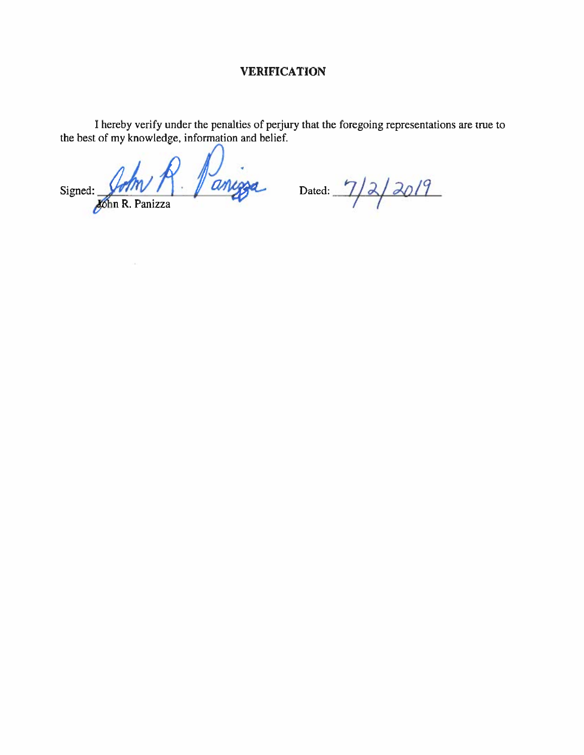## VERIFICATION

I hereby verify under the penalties of perjury that the foregoing representations are true to the best of my knowledge, information and belief.

Signed: John R. Panizza

John R. Panizza

Dated: 7/2/2019